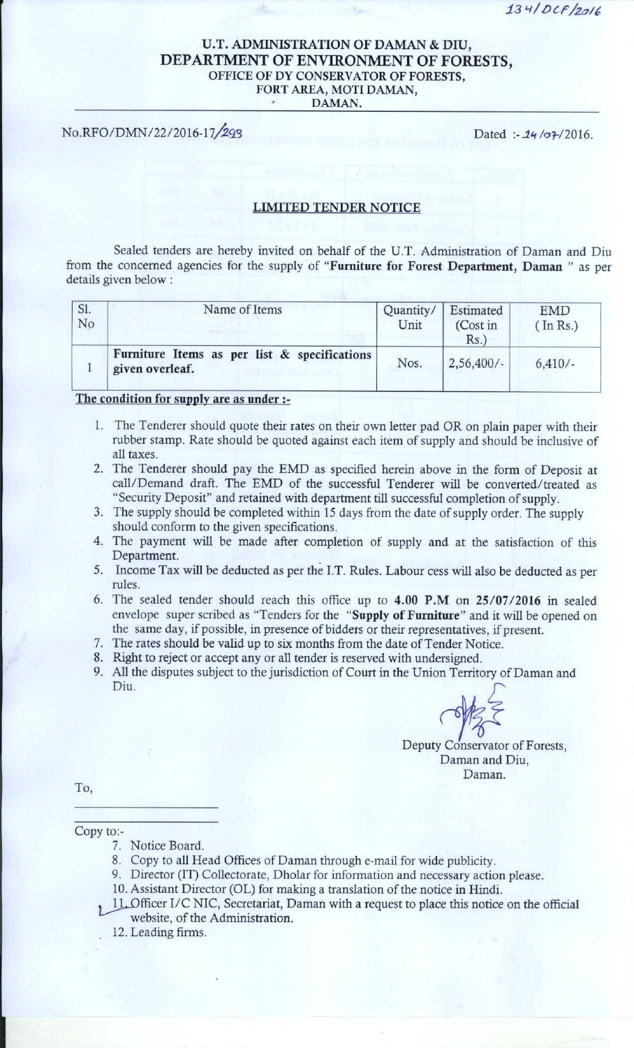134/DCF/2016

**U.T. ADMINISTRATION OF DAMAN & DIU,**
# DEPARTMENT OF ENVIRONMENT OF FORESTS,
**OFFICE OF DY CONSERVATOR OF FORESTS,**
**FORT AREA, MOTI DAMAN,**
**DAMAN.**

No.RFO/DMN/22/2016-17/293 Dated :- 14/07/2016.

## LIMITED TENDER NOTICE

Sealed tenders are hereby invited on behalf of the U.T. Administration of Daman and Diu from the concerned agencies for the supply of "**Furniture for Forest Department, Daman** " as per details given below :

| Sl. No | Name of Items | Quantity/ Unit | Estimated (Cost in Rs.) | EMD ( In Rs.) |
|---|---|---|---|---|
| 1 | **Furniture Items as per list & specifications given overleaf.** | Nos. | 2,56,400/- | 6,410/- |

**The condition for supply are as under :-**

1. The Tenderer should quote their rates on their own letter pad OR on plain paper with their rubber stamp. Rate should be quoted against each item of supply and should be inclusive of all taxes.
2. The Tenderer should pay the EMD as specified herein above in the form of Deposit at call/Demand draft. The EMD of the successful Tenderer will be converted/treated as "Security Deposit" and retained with department till successful completion of supply.
3. The supply should be completed within 15 days from the date of supply order. The supply should conform to the given specifications.
4. The payment will be made after completion of supply and at the satisfaction of this Department.
5. Income Tax will be deducted as per the I.T. Rules. Labour cess will also be deducted as per rules.
6. The sealed tender should reach this office up to **4.00 P.M** on **25/07/2016** in sealed envelope super scribed as "Tenders for the "**Supply of Furniture**" and it will be opened on the same day, if possible, in presence of bidders or their representatives, if present.
7. The rates should be valid up to six months from the date of Tender Notice.
8. Right to reject or accept any or all tender is reserved with undersigned.
9. All the disputes subject to the jurisdiction of Court in the Union Territory of Daman and Diu.

Deputy Conservator of Forests,
Daman and Diu,
Daman.

To,

\_\_\_\_\_\_\_\_\_\_\_\_\_\_\_\_\_\_\_\_

Copy to:-

7. Notice Board.
8. Copy to all Head Offices of Daman through e-mail for wide publicity.
9. Director (IT) Collectorate, Dholar for information and necessary action please.
10. Assistant Director (OL) for making a translation of the notice in Hindi.
11. Officer I/C NIC, Secretariat, Daman with a request to place this notice on the official website, of the Administration.
12. Leading firms.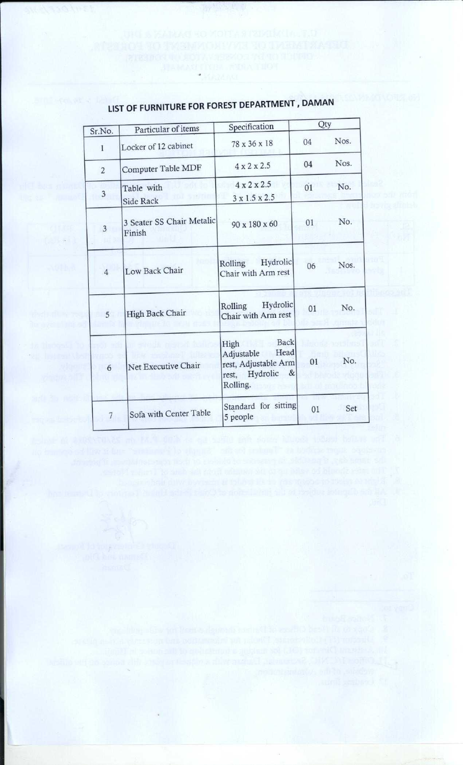## LIST OF FURNITURE FOR FOREST DEPARTMENT , DAMAN

| Sr.No. | Particular of items | Specification | Qty | |
|---|---|---|---|---|
| 1 | Locker of 12 cabinet | 78 x 36 x 18 | 04 | Nos. |
| 2 | Computer Table MDF | 4 x 2 x 2.5 | 04 | Nos. |
| 3 | Table with Side Rack | 4 x 2 x 2.5<br>3 x 1.5 x 2.5 | 01 | No. |
| 3 | 3 Seater SS Chair Metalic Finish | 90 x 180 x 60 | 01 | No. |
| 4 | Low Back Chair | Rolling Hydrolic Chair with Arm rest | 06 | Nos. |
| 5 | High Back Chair | Rolling Hydrolic Chair with Arm rest | 01 | No. |
| 6 | Net Executive Chair | High Back Adjustable Head rest, Adjustable Arm rest, Hydrolic & Rolling. | 01 | No. |
| 7 | Sofa with Center Table | Standard for sitting 5 people | 01 | Set |